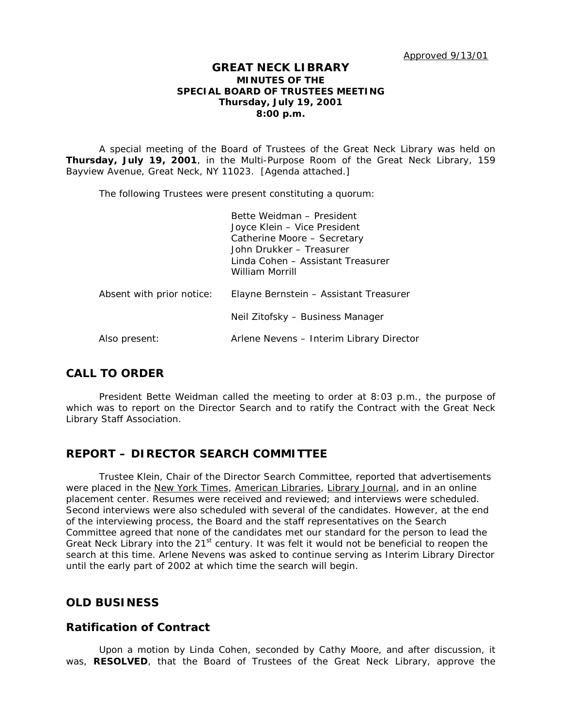Approved 9/13/01

# GREAT NECK LIBRARY
## MINUTES OF THE SPECIAL BOARD OF TRUSTEES MEETING
### Thursday, July 19, 2001
### 8:00 p.m.

A special meeting of the Board of Trustees of the Great Neck Library was held on **Thursday, July 19, 2001**, in the Multi-Purpose Room of the Great Neck Library, 159 Bayview Avenue, Great Neck, NY 11023. [Agenda attached.]

The following Trustees were present constituting a quorum:

| | |
|---|---|
| | Bette Weidman – President |
| | Joyce Klein – Vice President |
| | Catherine Moore – Secretary |
| | John Drukker – Treasurer |
| | Linda Cohen – Assistant Treasurer |
| | William Morrill |
| Absent with prior notice: | Elayne Bernstein – Assistant Treasurer |
| | Neil Zitofsky – Business Manager |
| Also present: | Arlene Nevens – Interim Library Director |

## CALL TO ORDER

President Bette Weidman called the meeting to order at 8:03 p.m., the purpose of which was to report on the Director Search and to ratify the Contract with the Great Neck Library Staff Association.

## REPORT – DIRECTOR SEARCH COMMITTEE

Trustee Klein, Chair of the Director Search Committee, reported that advertisements were placed in the New York Times, American Libraries, Library Journal, and in an online placement center. Resumes were received and reviewed; and interviews were scheduled. Second interviews were also scheduled with several of the candidates. However, at the end of the interviewing process, the Board and the staff representatives on the Search Committee agreed that none of the candidates met our standard for the person to lead the Great Neck Library into the 21st century. It was felt it would not be beneficial to reopen the search at this time. Arlene Nevens was asked to continue serving as Interim Library Director until the early part of 2002 at which time the search will begin.

## OLD BUSINESS

### Ratification of Contract

Upon a motion by Linda Cohen, seconded by Cathy Moore, and after discussion, it was, **RESOLVED**, that the Board of Trustees of the Great Neck Library, approve the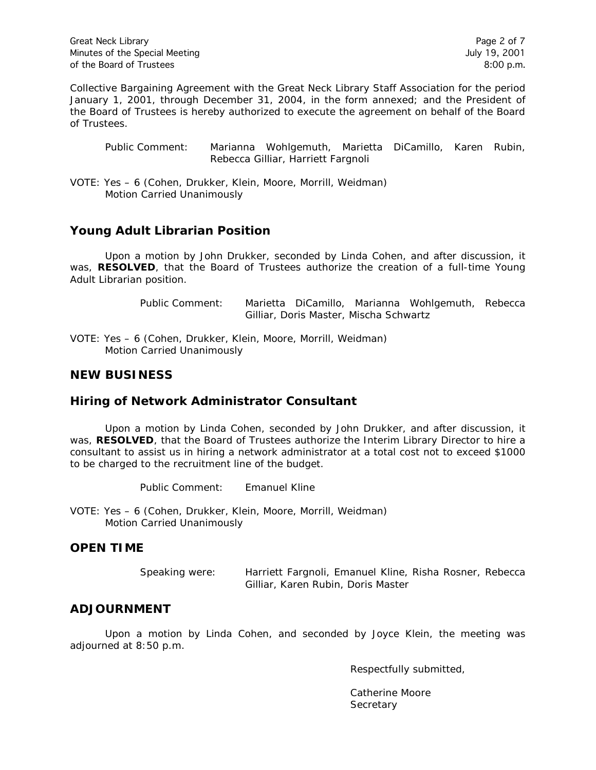Collective Bargaining Agreement with the Great Neck Library Staff Association for the period January 1, 2001, through December 31, 2004, in the form annexed; and the President of the Board of Trustees is hereby authorized to execute the agreement on behalf of the Board of Trustees.

Public Comment: Marianna Wohlgemuth, Marietta DiCamillo, Karen Rubin, Rebecca Gilliar, Harriett Fargnoli

VOTE: Yes – 6 (Cohen, Drukker, Klein, Moore, Morrill, Weidman)
Motion Carried Unanimously

## Young Adult Librarian Position

Upon a motion by John Drukker, seconded by Linda Cohen, and after discussion, it was, **RESOLVED**, that the Board of Trustees authorize the creation of a full-time Young Adult Librarian position.

Public Comment: Marietta DiCamillo, Marianna Wohlgemuth, Rebecca Gilliar, Doris Master, Mischa Schwartz

VOTE: Yes – 6 (Cohen, Drukker, Klein, Moore, Morrill, Weidman)
Motion Carried Unanimously

## NEW BUSINESS

## Hiring of Network Administrator Consultant

Upon a motion by Linda Cohen, seconded by John Drukker, and after discussion, it was, **RESOLVED**, that the Board of Trustees authorize the Interim Library Director to hire a consultant to assist us in hiring a network administrator at a total cost not to exceed $1000 to be charged to the recruitment line of the budget.

Public Comment: Emanuel Kline

VOTE: Yes – 6 (Cohen, Drukker, Klein, Moore, Morrill, Weidman)
Motion Carried Unanimously

## OPEN TIME

Speaking were: Harriett Fargnoli, Emanuel Kline, Risha Rosner, Rebecca Gilliar, Karen Rubin, Doris Master

## ADJOURNMENT

Upon a motion by Linda Cohen, and seconded by Joyce Klein, the meeting was adjourned at 8:50 p.m.

Respectfully submitted,

Catherine Moore
Secretary